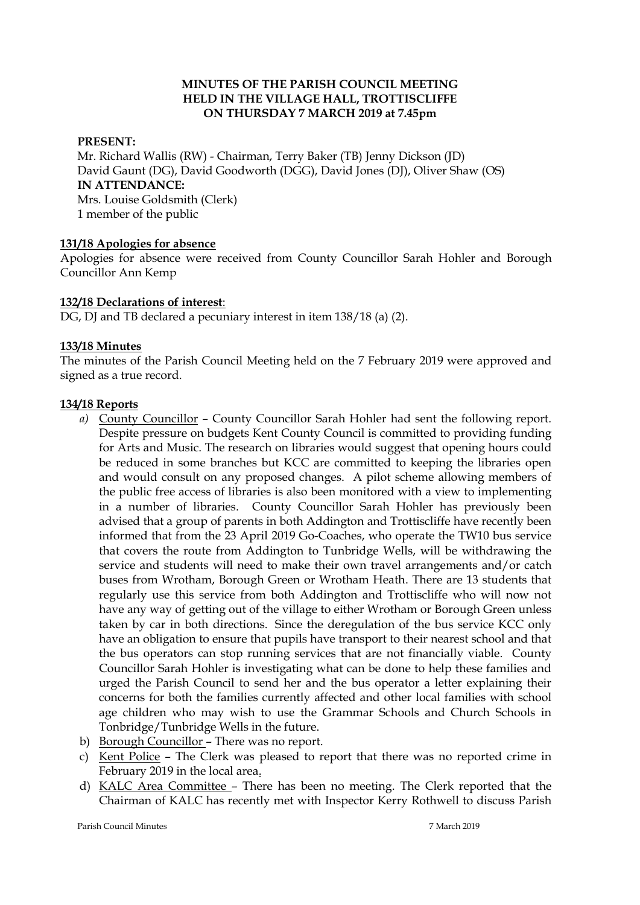**MINUTES OF THE PARISH COUNCIL MEETING**
**HELD IN THE VILLAGE HALL, TROTTISCLIFFE**
**ON THURSDAY 7 MARCH 2019 at 7.45pm**

**PRESENT:**
Mr. Richard Wallis (RW) - Chairman, Terry Baker (TB) Jenny Dickson (JD)
David Gaunt (DG), David Goodworth (DGG), David Jones (DJ), Oliver Shaw (OS)

**IN ATTENDANCE:**
Mrs. Louise Goldsmith (Clerk)
1 member of the public

**131/18 Apologies for absence**

Apologies for absence were received from County Councillor Sarah Hohler and Borough Councillor Ann Kemp

**132/18 Declarations of interest**:

DG, DJ and TB declared a pecuniary interest in item 138/18 (a) (2).

**133/18 Minutes**

The minutes of the Parish Council Meeting held on the 7 February 2019 were approved and signed as a true record.

**134/18 Reports**

a) County Councillor – County Councillor Sarah Hohler had sent the following report. Despite pressure on budgets Kent County Council is committed to providing funding for Arts and Music. The research on libraries would suggest that opening hours could be reduced in some branches but KCC are committed to keeping the libraries open and would consult on any proposed changes. A pilot scheme allowing members of the public free access of libraries is also been monitored with a view to implementing in a number of libraries. County Councillor Sarah Hohler has previously been advised that a group of parents in both Addington and Trottiscliffe have recently been informed that from the 23 April 2019 Go-Coaches, who operate the TW10 bus service that covers the route from Addington to Tunbridge Wells, will be withdrawing the service and students will need to make their own travel arrangements and/or catch buses from Wrotham, Borough Green or Wrotham Heath. There are 13 students that regularly use this service from both Addington and Trottiscliffe who will now not have any way of getting out of the village to either Wrotham or Borough Green unless taken by car in both directions. Since the deregulation of the bus service KCC only have an obligation to ensure that pupils have transport to their nearest school and that the bus operators can stop running services that are not financially viable. County Councillor Sarah Hohler is investigating what can be done to help these families and urged the Parish Council to send her and the bus operator a letter explaining their concerns for both the families currently affected and other local families with school age children who may wish to use the Grammar Schools and Church Schools in Tonbridge/Tunbridge Wells in the future.

b) Borough Councillor – There was no report.

c) Kent Police – The Clerk was pleased to report that there was no reported crime in February 2019 in the local area.

d) KALC Area Committee – There has been no meeting. The Clerk reported that the Chairman of KALC has recently met with Inspector Kerry Rothwell to discuss Parish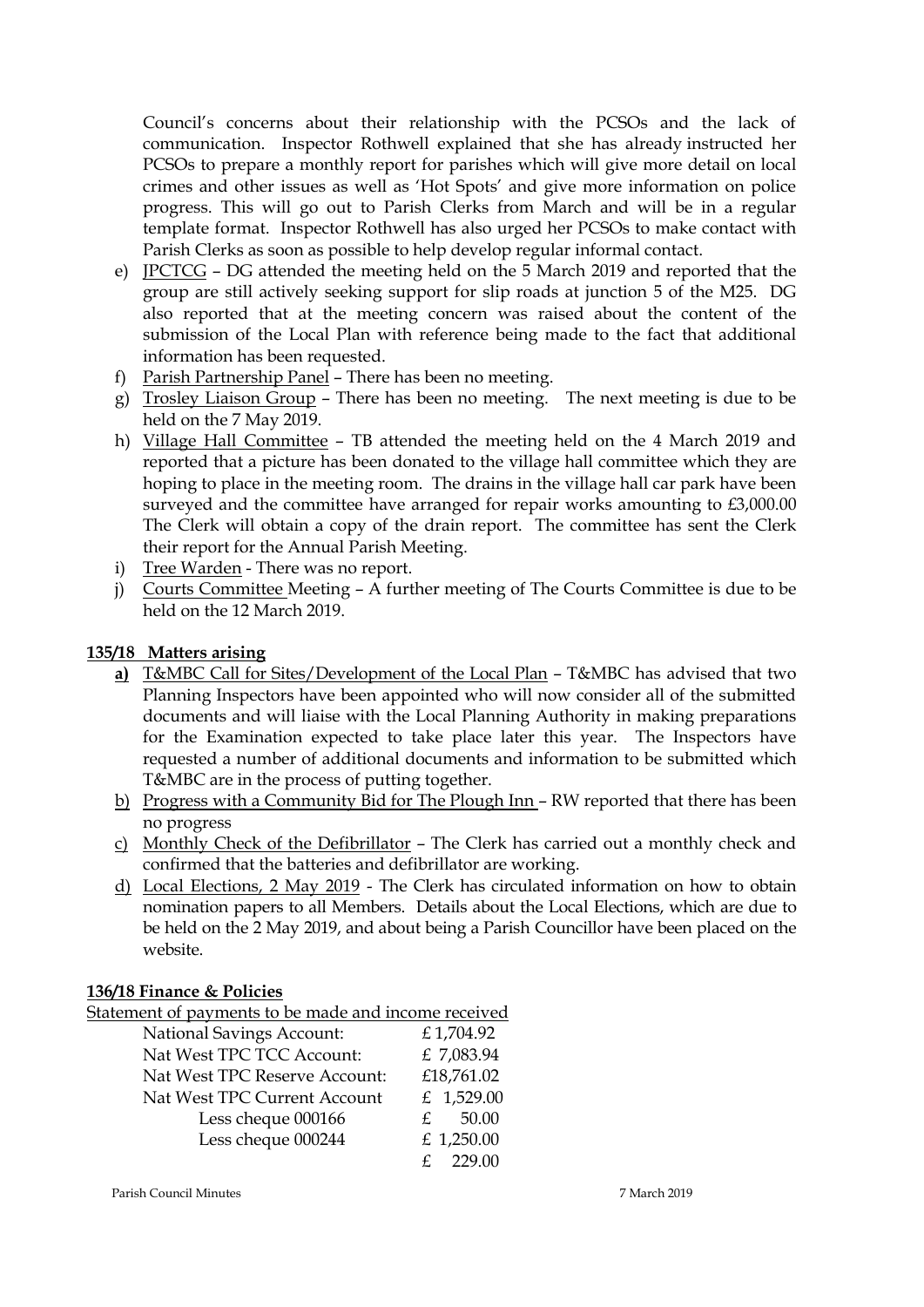Council's concerns about their relationship with the PCSOs and the lack of communication. Inspector Rothwell explained that she has already instructed her PCSOs to prepare a monthly report for parishes which will give more detail on local crimes and other issues as well as 'Hot Spots' and give more information on police progress. This will go out to Parish Clerks from March and will be in a regular template format. Inspector Rothwell has also urged her PCSOs to make contact with Parish Clerks as soon as possible to help develop regular informal contact.

e) JPCTCG – DG attended the meeting held on the 5 March 2019 and reported that the group are still actively seeking support for slip roads at junction 5 of the M25. DG also reported that at the meeting concern was raised about the content of the submission of the Local Plan with reference being made to the fact that additional information has been requested.
f) Parish Partnership Panel – There has been no meeting.
g) Trosley Liaison Group – There has been no meeting. The next meeting is due to be held on the 7 May 2019.
h) Village Hall Committee – TB attended the meeting held on the 4 March 2019 and reported that a picture has been donated to the village hall committee which they are hoping to place in the meeting room. The drains in the village hall car park have been surveyed and the committee have arranged for repair works amounting to £3,000.00 The Clerk will obtain a copy of the drain report. The committee has sent the Clerk their report for the Annual Parish Meeting.
i) Tree Warden - There was no report.
j) Courts Committee Meeting – A further meeting of The Courts Committee is due to be held on the 12 March 2019.

**135/18 Matters arising**

**a)** T&MBC Call for Sites/Development of the Local Plan – T&MBC has advised that two Planning Inspectors have been appointed who will now consider all of the submitted documents and will liaise with the Local Planning Authority in making preparations for the Examination expected to take place later this year. The Inspectors have requested a number of additional documents and information to be submitted which T&MBC are in the process of putting together.

b) Progress with a Community Bid for The Plough Inn – RW reported that there has been no progress

c) Monthly Check of the Defibrillator – The Clerk has carried out a monthly check and confirmed that the batteries and defibrillator are working.

d) Local Elections, 2 May 2019 - The Clerk has circulated information on how to obtain nomination papers to all Members. Details about the Local Elections, which are due to be held on the 2 May 2019, and about being a Parish Councillor have been placed on the website.

**136/18 Finance & Policies**

Statement of payments to be made and income received

| | |
|---|---|
| National Savings Account: | £ 1,704.92 |
| Nat West TPC TCC Account: | £ 7,083.94 |
| Nat West TPC Reserve Account: | £18,761.02 |
| Nat West TPC Current Account | £ 1,529.00 |
| Less cheque 000166 | £ 50.00 |
| Less cheque 000244 | £ 1,250.00 |
| | £ 229.00 |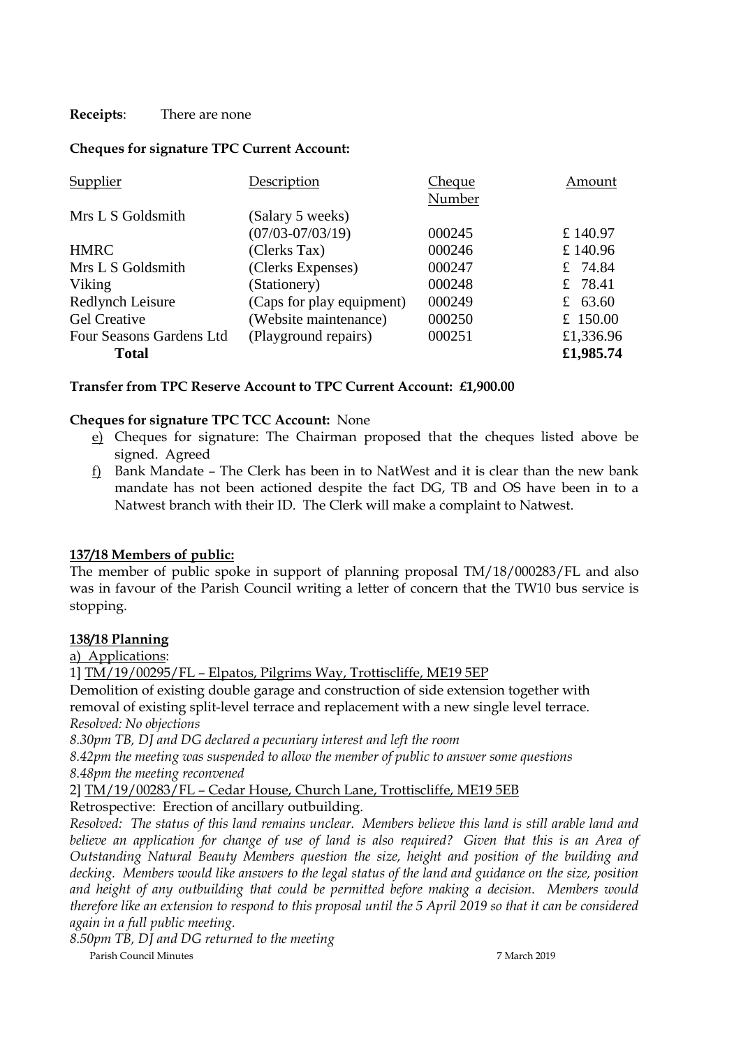**Receipts**: There are none

**Cheques for signature TPC Current Account:**

| Supplier | Description | Cheque Number | Amount |
|---|---|---|---|
| Mrs L S Goldsmith | (Salary 5 weeks) (07/03-07/03/19) | 000245 | £ 140.97 |
| HMRC | (Clerks Tax) | 000246 | £ 140.96 |
| Mrs L S Goldsmith | (Clerks Expenses) | 000247 | £ 74.84 |
| Viking | (Stationery) | 000248 | £ 78.41 |
| Redlynch Leisure | (Caps for play equipment) | 000249 | £ 63.60 |
| Gel Creative | (Website maintenance) | 000250 | £ 150.00 |
| Four Seasons Gardens Ltd | (Playground repairs) | 000251 | £1,336.96 |
| **Total** | | | **£1,985.74** |

**Transfer from TPC Reserve Account to TPC Current Account: £1,900.00**

**Cheques for signature TPC TCC Account:** None

e) Cheques for signature: The Chairman proposed that the cheques listed above be signed. Agreed

f) Bank Mandate – The Clerk has been in to NatWest and it is clear than the new bank mandate has not been actioned despite the fact DG, TB and OS have been in to a Natwest branch with their ID. The Clerk will make a complaint to Natwest.

**137/18 Members of public:**

The member of public spoke in support of planning proposal TM/18/000283/FL and also was in favour of the Parish Council writing a letter of concern that the TW10 bus service is stopping.

**138/18 Planning**

a) Applications:

1] TM/19/00295/FL – Elpatos, Pilgrims Way, Trottiscliffe, ME19 5EP

Demolition of existing double garage and construction of side extension together with removal of existing split-level terrace and replacement with a new single level terrace.

*Resolved: No objections*

*8.30pm TB, DJ and DG declared a pecuniary interest and left the room*

*8.42pm the meeting was suspended to allow the member of public to answer some questions*

*8.48pm the meeting reconvened*

2] TM/19/00283/FL – Cedar House, Church Lane, Trottiscliffe, ME19 5EB

Retrospective: Erection of ancillary outbuilding.

*Resolved: The status of this land remains unclear. Members believe this land is still arable land and believe an application for change of use of land is also required? Given that this is an Area of Outstanding Natural Beauty Members question the size, height and position of the building and decking. Members would like answers to the legal status of the land and guidance on the size, position and height of any outbuilding that could be permitted before making a decision. Members would therefore like an extension to respond to this proposal until the 5 April 2019 so that it can be considered again in a full public meeting.*

*8.50pm TB, DJ and DG returned to the meeting*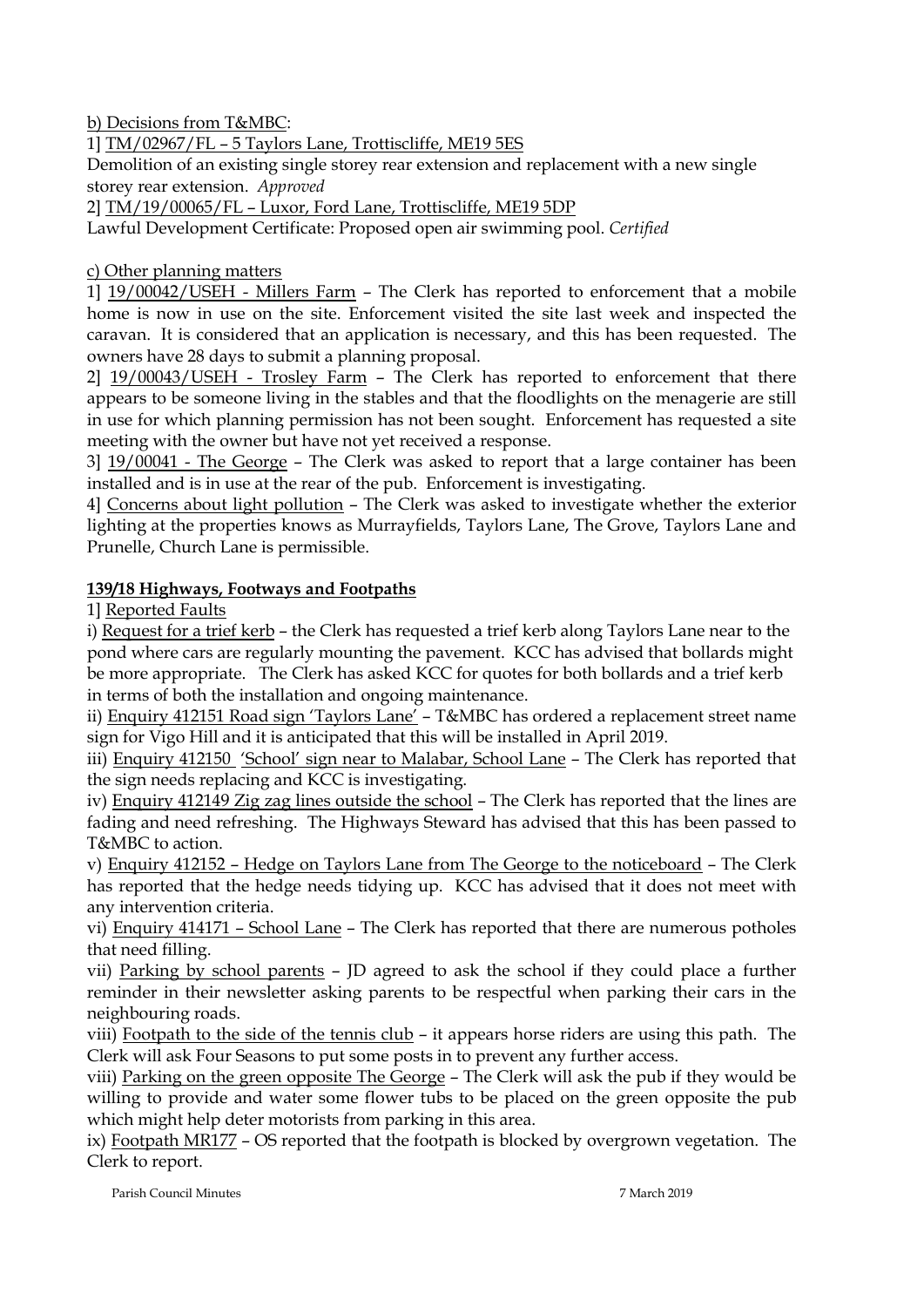b) Decisions from T&MBC:

1] TM/02967/FL – 5 Taylors Lane, Trottiscliffe, ME19 5ES

Demolition of an existing single storey rear extension and replacement with a new single storey rear extension. *Approved*

2] TM/19/00065/FL – Luxor, Ford Lane, Trottiscliffe, ME19 5DP

Lawful Development Certificate: Proposed open air swimming pool. *Certified*

c) Other planning matters

1] 19/00042/USEH - Millers Farm – The Clerk has reported to enforcement that a mobile home is now in use on the site. Enforcement visited the site last week and inspected the caravan. It is considered that an application is necessary, and this has been requested. The owners have 28 days to submit a planning proposal.

2] 19/00043/USEH - Trosley Farm – The Clerk has reported to enforcement that there appears to be someone living in the stables and that the floodlights on the menagerie are still in use for which planning permission has not been sought. Enforcement has requested a site meeting with the owner but have not yet received a response.

3] 19/00041 - The George – The Clerk was asked to report that a large container has been installed and is in use at the rear of the pub. Enforcement is investigating.

4] Concerns about light pollution – The Clerk was asked to investigate whether the exterior lighting at the properties knows as Murrayfields, Taylors Lane, The Grove, Taylors Lane and Prunelle, Church Lane is permissible.

## 139/18 Highways, Footways and Footpaths

1] Reported Faults

i) Request for a trief kerb – the Clerk has requested a trief kerb along Taylors Lane near to the pond where cars are regularly mounting the pavement. KCC has advised that bollards might be more appropriate. The Clerk has asked KCC for quotes for both bollards and a trief kerb in terms of both the installation and ongoing maintenance.

ii) Enquiry 412151 Road sign 'Taylors Lane' – T&MBC has ordered a replacement street name sign for Vigo Hill and it is anticipated that this will be installed in April 2019.

iii) Enquiry 412150 'School' sign near to Malabar, School Lane – The Clerk has reported that the sign needs replacing and KCC is investigating.

iv) Enquiry 412149 Zig zag lines outside the school – The Clerk has reported that the lines are fading and need refreshing. The Highways Steward has advised that this has been passed to T&MBC to action.

v) Enquiry 412152 – Hedge on Taylors Lane from The George to the noticeboard – The Clerk has reported that the hedge needs tidying up. KCC has advised that it does not meet with any intervention criteria.

vi) Enquiry 414171 – School Lane – The Clerk has reported that there are numerous potholes that need filling.

vii) Parking by school parents – JD agreed to ask the school if they could place a further reminder in their newsletter asking parents to be respectful when parking their cars in the neighbouring roads.

viii) Footpath to the side of the tennis club – it appears horse riders are using this path. The Clerk will ask Four Seasons to put some posts in to prevent any further access.

viii) Parking on the green opposite The George – The Clerk will ask the pub if they would be willing to provide and water some flower tubs to be placed on the green opposite the pub which might help deter motorists from parking in this area.

ix) Footpath MR177 – OS reported that the footpath is blocked by overgrown vegetation. The Clerk to report.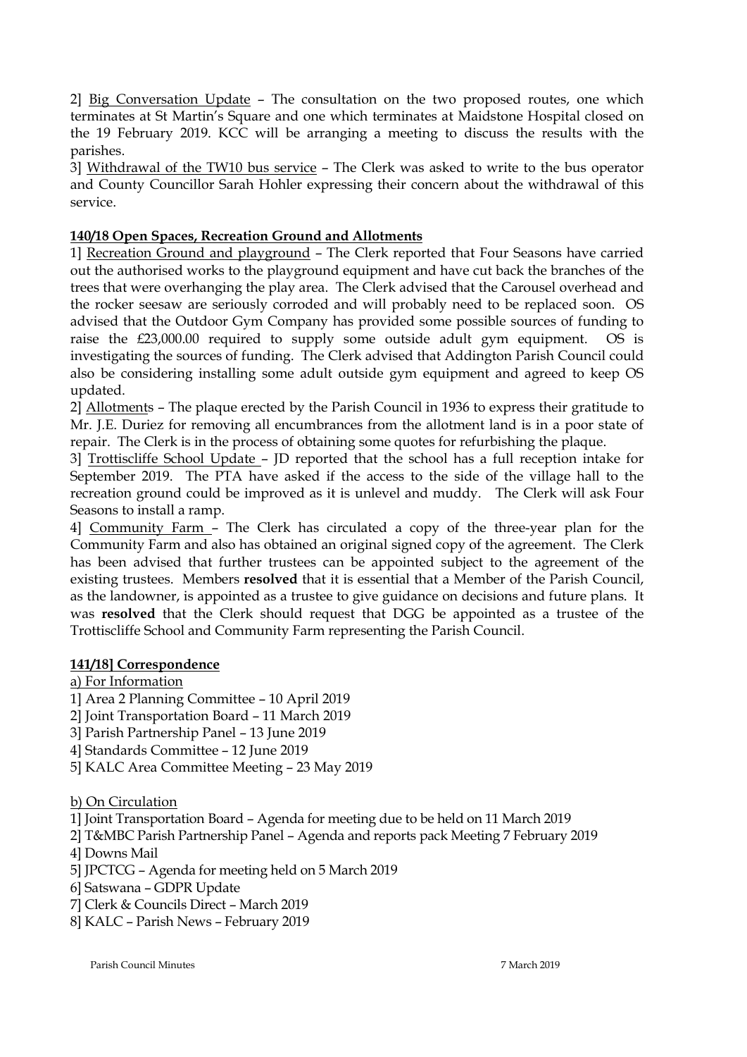2] Big Conversation Update – The consultation on the two proposed routes, one which terminates at St Martin's Square and one which terminates at Maidstone Hospital closed on the 19 February 2019. KCC will be arranging a meeting to discuss the results with the parishes.

3] Withdrawal of the TW10 bus service – The Clerk was asked to write to the bus operator and County Councillor Sarah Hohler expressing their concern about the withdrawal of this service.

**140/18 Open Spaces, Recreation Ground and Allotments**

1] Recreation Ground and playground – The Clerk reported that Four Seasons have carried out the authorised works to the playground equipment and have cut back the branches of the trees that were overhanging the play area. The Clerk advised that the Carousel overhead and the rocker seesaw are seriously corroded and will probably need to be replaced soon. OS advised that the Outdoor Gym Company has provided some possible sources of funding to raise the £23,000.00 required to supply some outside adult gym equipment. OS is investigating the sources of funding. The Clerk advised that Addington Parish Council could also be considering installing some adult outside gym equipment and agreed to keep OS updated.

2] Allotments – The plaque erected by the Parish Council in 1936 to express their gratitude to Mr. J.E. Duriez for removing all encumbrances from the allotment land is in a poor state of repair. The Clerk is in the process of obtaining some quotes for refurbishing the plaque.

3] Trottiscliffe School Update – JD reported that the school has a full reception intake for September 2019. The PTA have asked if the access to the side of the village hall to the recreation ground could be improved as it is unlevel and muddy. The Clerk will ask Four Seasons to install a ramp.

4] Community Farm – The Clerk has circulated a copy of the three-year plan for the Community Farm and also has obtained an original signed copy of the agreement. The Clerk has been advised that further trustees can be appointed subject to the agreement of the existing trustees. Members **resolved** that it is essential that a Member of the Parish Council, as the landowner, is appointed as a trustee to give guidance on decisions and future plans. It was **resolved** that the Clerk should request that DGG be appointed as a trustee of the Trottiscliffe School and Community Farm representing the Parish Council.

**141/18] Correspondence**

a) For Information

1] Area 2 Planning Committee – 10 April 2019
2] Joint Transportation Board – 11 March 2019
3] Parish Partnership Panel – 13 June 2019
4] Standards Committee – 12 June 2019
5] KALC Area Committee Meeting – 23 May 2019

b) On Circulation

1] Joint Transportation Board – Agenda for meeting due to be held on 11 March 2019
2] T&MBC Parish Partnership Panel – Agenda and reports pack Meeting 7 February 2019
4] Downs Mail
5] JPCTCG – Agenda for meeting held on 5 March 2019
6] Satswana – GDPR Update
7] Clerk & Councils Direct – March 2019
8] KALC – Parish News – February 2019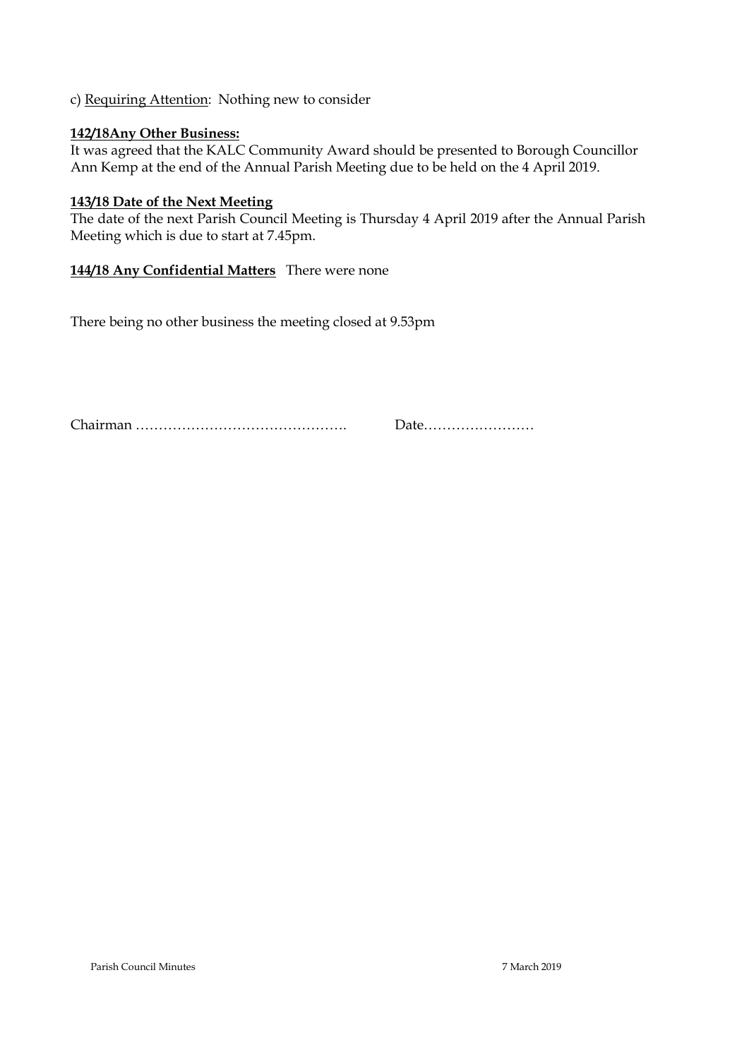c) Requiring Attention: Nothing new to consider

**142/18Any Other Business:**

It was agreed that the KALC Community Award should be presented to Borough Councillor Ann Kemp at the end of the Annual Parish Meeting due to be held on the 4 April 2019.

**143/18 Date of the Next Meeting**

The date of the next Parish Council Meeting is Thursday 4 April 2019 after the Annual Parish Meeting which is due to start at 7.45pm.

**144/18 Any Confidential Matters** There were none

There being no other business the meeting closed at 9.53pm

Chairman ………………………………………. Date……………………